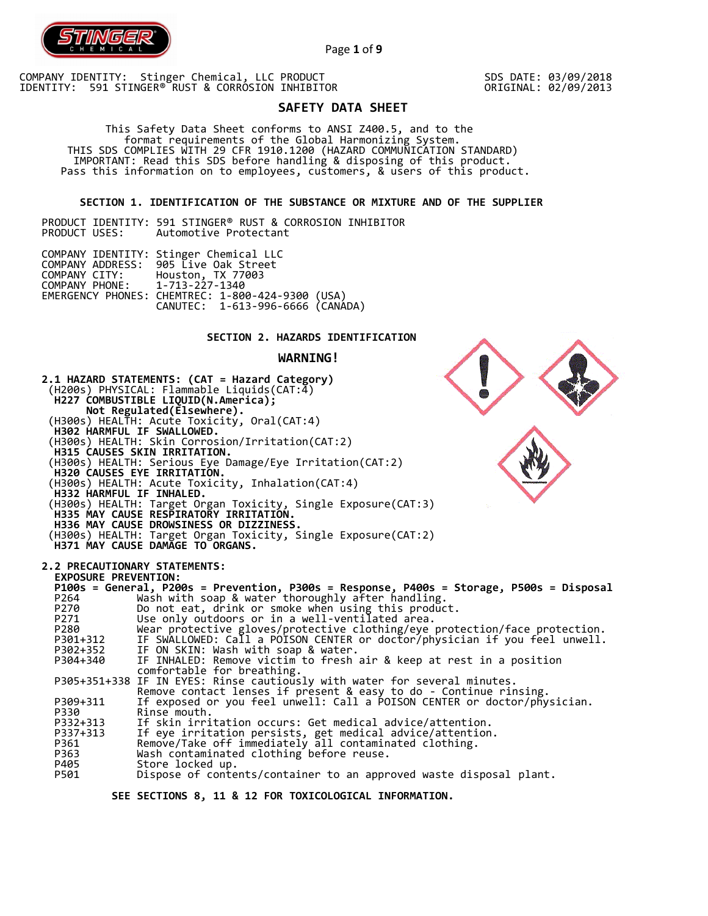COMPANY IDENTITY: Stinger Chemical, LLC PRODUCT IDENTITY: 591 STINGER® RUST & CORROSION INHIBITOR

SDS DATE: 03/09/2018
ORIGINAL: 02/09/2013

# SAFETY DATA SHEET

This Safety Data Sheet conforms to ANSI Z400.5, and to the format requirements of the Global Harmonizing System.
THIS SDS COMPLIES WITH 29 CFR 1910.1200 (HAZARD COMMUNICATION STANDARD)
IMPORTANT: Read this SDS before handling & disposing of this product.
Pass this information on to employees, customers, & users of this product.

## SECTION 1. IDENTIFICATION OF THE SUBSTANCE OR MIXTURE AND OF THE SUPPLIER

PRODUCT IDENTITY: 591 STINGER® RUST & CORROSION INHIBITOR
PRODUCT USES: Automotive Protectant

COMPANY IDENTITY: Stinger Chemical LLC
COMPANY ADDRESS: 905 Live Oak Street
COMPANY CITY: Houston, TX 77003
COMPANY PHONE: 1-713-227-1340
EMERGENCY PHONES: CHEMTREC: 1-800-424-9300 (USA)
CANUTEC: 1-613-996-6666 (CANADA)

## SECTION 2. HAZARDS IDENTIFICATION

**WARNING!**

**2.1 HAZARD STATEMENTS: (CAT = Hazard Category)**

(H200s) PHYSICAL: Flammable Liquids(CAT:4)
**H227 COMBUSTIBLE LIQUID(N.America);**
**Not Regulated(Elsewhere).**
(H300s) HEALTH: Acute Toxicity, Oral(CAT:4)
**H302 HARMFUL IF SWALLOWED.**
(H300s) HEALTH: Skin Corrosion/Irritation(CAT:2)
**H315 CAUSES SKIN IRRITATION.**
(H300s) HEALTH: Serious Eye Damage/Eye Irritation(CAT:2)
**H320 CAUSES EYE IRRITATION.**
(H300s) HEALTH: Acute Toxicity, Inhalation(CAT:4)
**H332 HARMFUL IF INHALED.**
(H300s) HEALTH: Target Organ Toxicity, Single Exposure(CAT:3)
**H335 MAY CAUSE RESPIRATORY IRRITATION.**
**H336 MAY CAUSE DROWSINESS OR DIZZINESS.**
(H300s) HEALTH: Target Organ Toxicity, Single Exposure(CAT:2)
**H371 MAY CAUSE DAMAGE TO ORGANS.**

**2.2 PRECAUTIONARY STATEMENTS:**

**EXPOSURE PREVENTION:**

**P100s = General, P200s = Prevention, P300s = Response, P400s = Storage, P500s = Disposal**

| Code | Statement |
|---|---|
| P264 | Wash with soap & water thoroughly after handling. |
| P270 | Do not eat, drink or smoke when using this product. |
| P271 | Use only outdoors or in a well-ventilated area. |
| P280 | Wear protective gloves/protective clothing/eye protection/face protection. |
| P301+312 | IF SWALLOWED: Call a POISON CENTER or doctor/physician if you feel unwell. |
| P302+352 | IF ON SKIN: Wash with soap & water. |
| P304+340 | IF INHALED: Remove victim to fresh air & keep at rest in a position comfortable for breathing. |
| P305+351+338 | IF IN EYES: Rinse cautiously with water for several minutes. Remove contact lenses if present & easy to do - Continue rinsing. |
| P309+311 | If exposed or you feel unwell: Call a POISON CENTER or doctor/physician. |
| P330 | Rinse mouth. |
| P332+313 | If skin irritation occurs: Get medical advice/attention. |
| P337+313 | If eye irritation persists, get medical advice/attention. |
| P361 | Remove/Take off immediately all contaminated clothing. |
| P363 | Wash contaminated clothing before reuse. |
| P405 | Store locked up. |
| P501 | Dispose of contents/container to an approved waste disposal plant. |

**SEE SECTIONS 8, 11 & 12 FOR TOXICOLOGICAL INFORMATION.**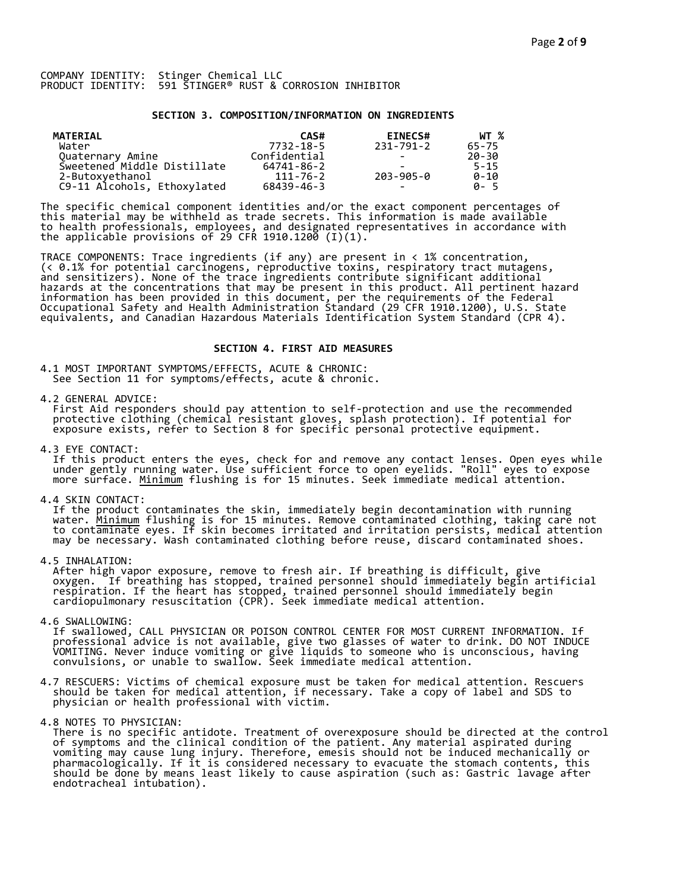COMPANY IDENTITY: Stinger Chemical LLC
PRODUCT IDENTITY: 591 STINGER® RUST & CORROSION INHIBITOR

## SECTION 3. COMPOSITION/INFORMATION ON INGREDIENTS

| MATERIAL | CAS# | EINECS# | WT % |
|---|---|---|---|
| Water | 7732-18-5 | 231-791-2 | 65-75 |
| Quaternary Amine | Confidential | - | 20-30 |
| Sweetened Middle Distillate | 64741-86-2 | - | 5-15 |
| 2-Butoxyethanol | 111-76-2 | 203-905-0 | 0-10 |
| C9-11 Alcohols, Ethoxylated | 68439-46-3 | - | 0- 5 |

The specific chemical component identities and/or the exact component percentages of this material may be withheld as trade secrets. This information is made available to health professionals, employees, and designated representatives in accordance with the applicable provisions of 29 CFR 1910.1200 (I)(1).

TRACE COMPONENTS: Trace ingredients (if any) are present in < 1% concentration, (< 0.1% for potential carcinogens, reproductive toxins, respiratory tract mutagens, and sensitizers). None of the trace ingredients contribute significant additional hazards at the concentrations that may be present in this product. All pertinent hazard information has been provided in this document, per the requirements of the Federal Occupational Safety and Health Administration Standard (29 CFR 1910.1200), U.S. State equivalents, and Canadian Hazardous Materials Identification System Standard (CPR 4).

## SECTION 4. FIRST AID MEASURES

4.1 MOST IMPORTANT SYMPTOMS/EFFECTS, ACUTE & CHRONIC:
See Section 11 for symptoms/effects, acute & chronic.

4.2 GENERAL ADVICE:
First Aid responders should pay attention to self-protection and use the recommended protective clothing (chemical resistant gloves, splash protection). If potential for exposure exists, refer to Section 8 for specific personal protective equipment.

4.3 EYE CONTACT:
If this product enters the eyes, check for and remove any contact lenses. Open eyes while under gently running water. Use sufficient force to open eyelids. "Roll" eyes to expose more surface. Minimum flushing is for 15 minutes. Seek immediate medical attention.

4.4 SKIN CONTACT:
If the product contaminates the skin, immediately begin decontamination with running water. Minimum flushing is for 15 minutes. Remove contaminated clothing, taking care not to contaminate eyes. If skin becomes irritated and irritation persists, medical attention may be necessary. Wash contaminated clothing before reuse, discard contaminated shoes.

4.5 INHALATION:
After high vapor exposure, remove to fresh air. If breathing is difficult, give oxygen. If breathing has stopped, trained personnel should immediately begin artificial respiration. If the heart has stopped, trained personnel should immediately begin cardiopulmonary resuscitation (CPR). Seek immediate medical attention.

4.6 SWALLOWING:
If swallowed, CALL PHYSICIAN OR POISON CONTROL CENTER FOR MOST CURRENT INFORMATION. If professional advice is not available, give two glasses of water to drink. DO NOT INDUCE VOMITING. Never induce vomiting or give liquids to someone who is unconscious, having convulsions, or unable to swallow. Seek immediate medical attention.

4.7 RESCUERS: Victims of chemical exposure must be taken for medical attention. Rescuers should be taken for medical attention, if necessary. Take a copy of label and SDS to physician or health professional with victim.

4.8 NOTES TO PHYSICIAN:
There is no specific antidote. Treatment of overexposure should be directed at the control of symptoms and the clinical condition of the patient. Any material aspirated during vomiting may cause lung injury. Therefore, emesis should not be induced mechanically or pharmacologically. If it is considered necessary to evacuate the stomach contents, this should be done by means least likely to cause aspiration (such as: Gastric lavage after endotracheal intubation).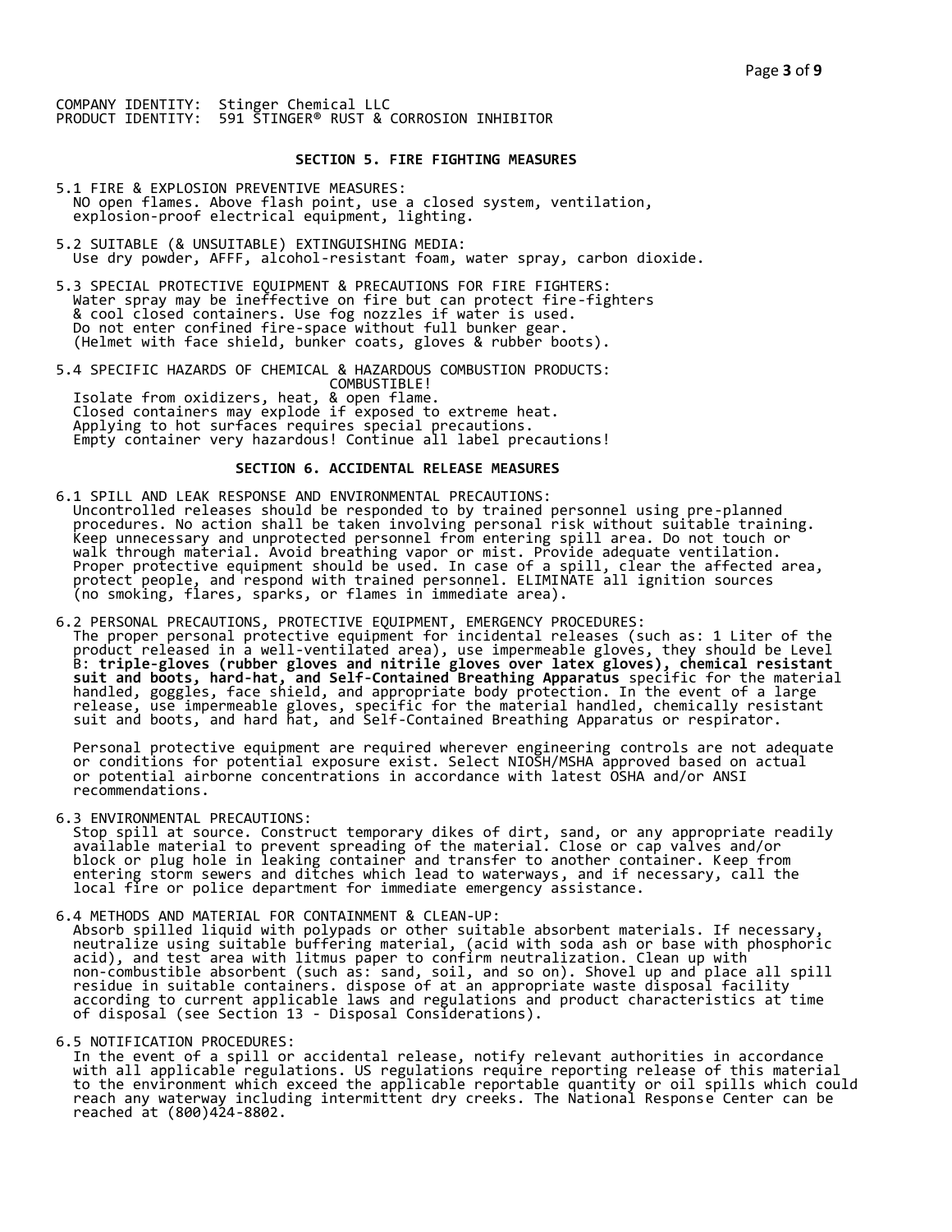COMPANY IDENTITY: Stinger Chemical LLC
PRODUCT IDENTITY: 591 STINGER® RUST & CORROSION INHIBITOR

## SECTION 5. FIRE FIGHTING MEASURES

5.1 FIRE & EXPLOSION PREVENTIVE MEASURES:
NO open flames. Above flash point, use a closed system, ventilation, explosion-proof electrical equipment, lighting.

5.2 SUITABLE (& UNSUITABLE) EXTINGUISHING MEDIA:
Use dry powder, AFFF, alcohol-resistant foam, water spray, carbon dioxide.

5.3 SPECIAL PROTECTIVE EQUIPMENT & PRECAUTIONS FOR FIRE FIGHTERS:
Water spray may be ineffective on fire but can protect fire-fighters & cool closed containers. Use fog nozzles if water is used. Do not enter confined fire-space without full bunker gear. (Helmet with face shield, bunker coats, gloves & rubber boots).

5.4 SPECIFIC HAZARDS OF CHEMICAL & HAZARDOUS COMBUSTION PRODUCTS:
COMBUSTIBLE!
Isolate from oxidizers, heat, & open flame.
Closed containers may explode if exposed to extreme heat.
Applying to hot surfaces requires special precautions.
Empty container very hazardous! Continue all label precautions!

## SECTION 6. ACCIDENTAL RELEASE MEASURES

6.1 SPILL AND LEAK RESPONSE AND ENVIRONMENTAL PRECAUTIONS:
Uncontrolled releases should be responded to by trained personnel using pre-planned procedures. No action shall be taken involving personal risk without suitable training. Keep unnecessary and unprotected personnel from entering spill area. Do not touch or walk through material. Avoid breathing vapor or mist. Provide adequate ventilation. Proper protective equipment should be used. In case of a spill, clear the affected area, protect people, and respond with trained personnel. ELIMINATE all ignition sources (no smoking, flares, sparks, or flames in immediate area).

6.2 PERSONAL PRECAUTIONS, PROTECTIVE EQUIPMENT, EMERGENCY PROCEDURES:
The proper personal protective equipment for incidental releases (such as: 1 Liter of the product released in a well-ventilated area), use impermeable gloves, they should be Level B: **triple-gloves (rubber gloves and nitrile gloves over latex gloves), chemical resistant suit and boots, hard-hat, and Self-Contained Breathing Apparatus** specific for the material handled, goggles, face shield, and appropriate body protection. In the event of a large release, use impermeable gloves, specific for the material handled, chemically resistant suit and boots, and hard hat, and Self-Contained Breathing Apparatus or respirator.

Personal protective equipment are required wherever engineering controls are not adequate or conditions for potential exposure exist. Select NIOSH/MSHA approved based on actual or potential airborne concentrations in accordance with latest OSHA and/or ANSI recommendations.

6.3 ENVIRONMENTAL PRECAUTIONS:
Stop spill at source. Construct temporary dikes of dirt, sand, or any appropriate readily available material to prevent spreading of the material. Close or cap valves and/or block or plug hole in leaking container and transfer to another container. Keep from entering storm sewers and ditches which lead to waterways, and if necessary, call the local fire or police department for immediate emergency assistance.

6.4 METHODS AND MATERIAL FOR CONTAINMENT & CLEAN-UP:
Absorb spilled liquid with polypads or other suitable absorbent materials. If necessary, neutralize using suitable buffering material, (acid with soda ash or base with phosphoric acid), and test area with litmus paper to confirm neutralization. Clean up with non-combustible absorbent (such as: sand, soil, and so on). Shovel up and place all spill residue in suitable containers. dispose of at an appropriate waste disposal facility according to current applicable laws and regulations and product characteristics at time of disposal (see Section 13 - Disposal Considerations).

6.5 NOTIFICATION PROCEDURES:
In the event of a spill or accidental release, notify relevant authorities in accordance with all applicable regulations. US regulations require reporting release of this material to the environment which exceed the applicable reportable quantity or oil spills which could reach any waterway including intermittent dry creeks. The National Response Center can be reached at (800)424-8802.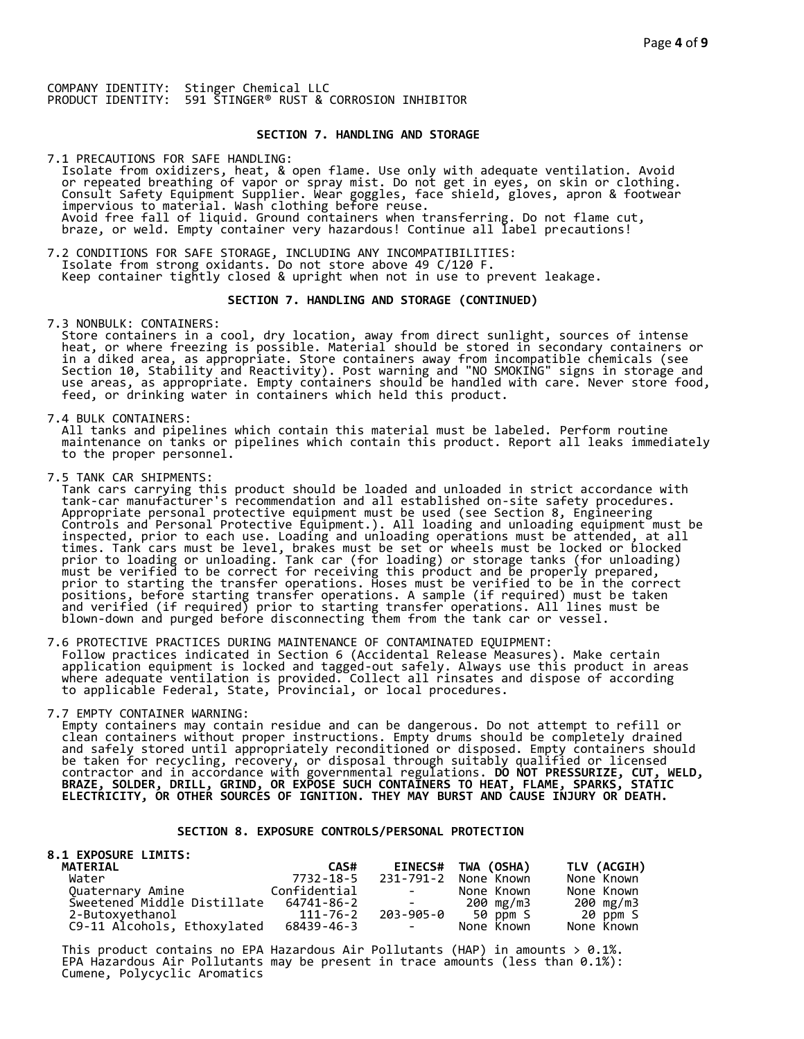COMPANY IDENTITY: Stinger Chemical LLC
PRODUCT IDENTITY: 591 STINGER® RUST & CORROSION INHIBITOR

## SECTION 7. HANDLING AND STORAGE

7.1 PRECAUTIONS FOR SAFE HANDLING:
Isolate from oxidizers, heat, & open flame. Use only with adequate ventilation. Avoid or repeated breathing of vapor or spray mist. Do not get in eyes, on skin or clothing. Consult Safety Equipment Supplier. Wear goggles, face shield, gloves, apron & footwear impervious to material. Wash clothing before reuse.
Avoid free fall of liquid. Ground containers when transferring. Do not flame cut, braze, or weld. Empty container very hazardous! Continue all label precautions!

7.2 CONDITIONS FOR SAFE STORAGE, INCLUDING ANY INCOMPATIBILITIES:
Isolate from strong oxidants. Do not store above 49 C/120 F.
Keep container tightly closed & upright when not in use to prevent leakage.

## SECTION 7. HANDLING AND STORAGE (CONTINUED)

7.3 NONBULK: CONTAINERS:
Store containers in a cool, dry location, away from direct sunlight, sources of intense heat, or where freezing is possible. Material should be stored in secondary containers or in a diked area, as appropriate. Store containers away from incompatible chemicals (see Section 10, Stability and Reactivity). Post warning and "NO SMOKING" signs in storage and use areas, as appropriate. Empty containers should be handled with care. Never store food, feed, or drinking water in containers which held this product.

7.4 BULK CONTAINERS:
All tanks and pipelines which contain this material must be labeled. Perform routine maintenance on tanks or pipelines which contain this product. Report all leaks immediately to the proper personnel.

7.5 TANK CAR SHIPMENTS:
Tank cars carrying this product should be loaded and unloaded in strict accordance with tank-car manufacturer's recommendation and all established on-site safety procedures. Appropriate personal protective equipment must be used (see Section 8, Engineering Controls and Personal Protective Equipment.). All loading and unloading equipment must be inspected, prior to each use. Loading and unloading operations must be attended, at all times. Tank cars must be level, brakes must be set or wheels must be locked or blocked prior to loading or unloading. Tank car (for loading) or storage tanks (for unloading) must be verified to be correct for receiving this product and be properly prepared, prior to starting the transfer operations. Hoses must be verified to be in the correct positions, before starting transfer operations. A sample (if required) must be taken and verified (if required) prior to starting transfer operations. All lines must be blown-down and purged before disconnecting them from the tank car or vessel.

7.6 PROTECTIVE PRACTICES DURING MAINTENANCE OF CONTAMINATED EQUIPMENT:
Follow practices indicated in Section 6 (Accidental Release Measures). Make certain application equipment is locked and tagged-out safely. Always use this product in areas where adequate ventilation is provided. Collect all rinsates and dispose of according to applicable Federal, State, Provincial, or local procedures.

7.7 EMPTY CONTAINER WARNING:
Empty containers may contain residue and can be dangerous. Do not attempt to refill or clean containers without proper instructions. Empty drums should be completely drained and safely stored until appropriately reconditioned or disposed. Empty containers should be taken for recycling, recovery, or disposal through suitably qualified or licensed contractor and in accordance with governmental regulations. **DO NOT PRESSURIZE, CUT, WELD, BRAZE, SOLDER, DRILL, GRIND, OR EXPOSE SUCH CONTAINERS TO HEAT, FLAME, SPARKS, STATIC ELECTRICITY, OR OTHER SOURCES OF IGNITION. THEY MAY BURST AND CAUSE INJURY OR DEATH.**

## SECTION 8. EXPOSURE CONTROLS/PERSONAL PROTECTION

**8.1 EXPOSURE LIMITS:**

| MATERIAL | CAS# | EINECS# | TWA (OSHA) | TLV (ACGIH) |
|---|---|---|---|---|
| Water | 7732-18-5 | 231-791-2 | None Known | None Known |
| Quaternary Amine | Confidential | - | None Known | None Known |
| Sweetened Middle Distillate | 64741-86-2 | - | 200 mg/m3 | 200 mg/m3 |
| 2-Butoxyethanol | 111-76-2 | 203-905-0 | 50 ppm S | 20 ppm S |
| C9-11 Alcohols, Ethoxylated | 68439-46-3 | - | None Known | None Known |

This product contains no EPA Hazardous Air Pollutants (HAP) in amounts > 0.1%.
EPA Hazardous Air Pollutants may be present in trace amounts (less than 0.1%):
Cumene, Polycyclic Aromatics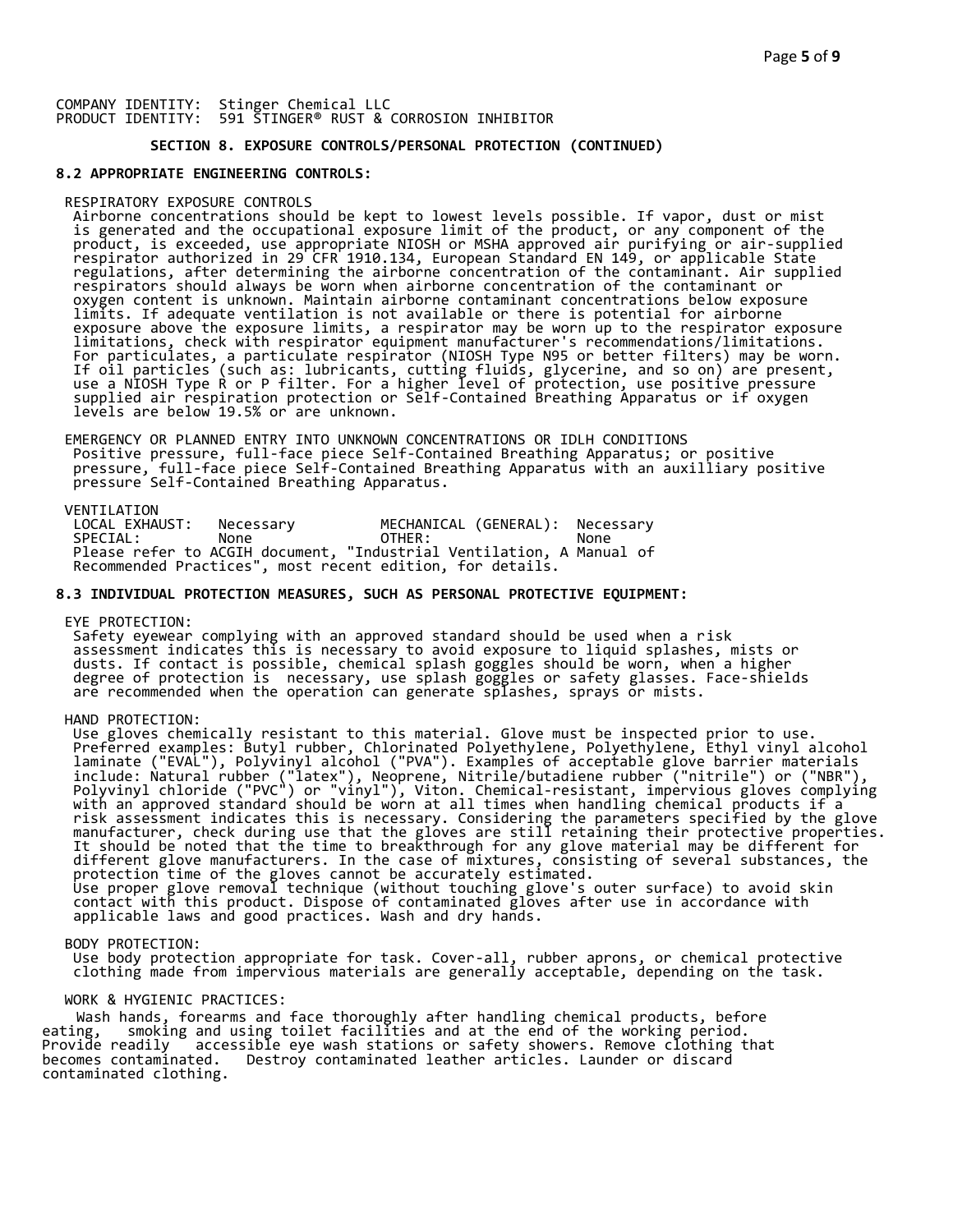COMPANY IDENTITY: Stinger Chemical LLC
PRODUCT IDENTITY: 591 STINGER® RUST & CORROSION INHIBITOR

### SECTION 8. EXPOSURE CONTROLS/PERSONAL PROTECTION (CONTINUED)

**8.2 APPROPRIATE ENGINEERING CONTROLS:**

RESPIRATORY EXPOSURE CONTROLS
Airborne concentrations should be kept to lowest levels possible. If vapor, dust or mist is generated and the occupational exposure limit of the product, or any component of the product, is exceeded, use appropriate NIOSH or MSHA approved air purifying or air-supplied respirator authorized in 29 CFR 1910.134, European Standard EN 149, or applicable State regulations, after determining the airborne concentration of the contaminant. Air supplied respirators should always be worn when airborne concentration of the contaminant or oxygen content is unknown. Maintain airborne contaminant concentrations below exposure limits. If adequate ventilation is not available or there is potential for airborne exposure above the exposure limits, a respirator may be worn up to the respirator exposure limitations, check with respirator equipment manufacturer's recommendations/limitations. For particulates, a particulate respirator (NIOSH Type N95 or better filters) may be worn. If oil particles (such as: lubricants, cutting fluids, glycerine, and so on) are present, use a NIOSH Type R or P filter. For a higher level of protection, use positive pressure supplied air respiration protection or Self-Contained Breathing Apparatus or if oxygen levels are below 19.5% or are unknown.

EMERGENCY OR PLANNED ENTRY INTO UNKNOWN CONCENTRATIONS OR IDLH CONDITIONS
Positive pressure, full-face piece Self-Contained Breathing Apparatus; or positive pressure, full-face piece Self-Contained Breathing Apparatus with an auxilliary positive pressure Self-Contained Breathing Apparatus.

VENTILATION

| | | | |
|---|---|---|---|
| LOCAL EXHAUST: | Necessary | MECHANICAL (GENERAL): | Necessary |
| SPECIAL: | None | OTHER: | None |

Please refer to ACGIH document, "Industrial Ventilation, A Manual of Recommended Practices", most recent edition, for details.

**8.3 INDIVIDUAL PROTECTION MEASURES, SUCH AS PERSONAL PROTECTIVE EQUIPMENT:**

EYE PROTECTION:
Safety eyewear complying with an approved standard should be used when a risk assessment indicates this is necessary to avoid exposure to liquid splashes, mists or dusts. If contact is possible, chemical splash goggles should be worn, when a higher degree of protection is necessary, use splash goggles or safety glasses. Face-shields are recommended when the operation can generate splashes, sprays or mists.

HAND PROTECTION:
Use gloves chemically resistant to this material. Glove must be inspected prior to use. Preferred examples: Butyl rubber, Chlorinated Polyethylene, Polyethylene, Ethyl vinyl alcohol laminate ("EVAL"), Polyvinyl alcohol ("PVA"). Examples of acceptable glove barrier materials include: Natural rubber ("latex"), Neoprene, Nitrile/butadiene rubber ("nitrile") or ("NBR"), Polyvinyl chloride ("PVC") or "vinyl"), Viton. Chemical-resistant, impervious gloves complying with an approved standard should be worn at all times when handling chemical products if a risk assessment indicates this is necessary. Considering the parameters specified by the glove manufacturer, check during use that the gloves are still retaining their protective properties. It should be noted that the time to breakthrough for any glove material may be different for different glove manufacturers. In the case of mixtures, consisting of several substances, the protection time of the gloves cannot be accurately estimated.
Use proper glove removal technique (without touching glove's outer surface) to avoid skin contact with this product. Dispose of contaminated gloves after use in accordance with applicable laws and good practices. Wash and dry hands.

BODY PROTECTION:
Use body protection appropriate for task. Cover-all, rubber aprons, or chemical protective clothing made from impervious materials are generally acceptable, depending on the task.

WORK & HYGIENIC PRACTICES:
Wash hands, forearms and face thoroughly after handling chemical products, before eating, smoking and using toilet facilities and at the end of the working period. Provide readily accessible eye wash stations or safety showers. Remove clothing that becomes contaminated. Destroy contaminated leather articles. Launder or discard contaminated clothing.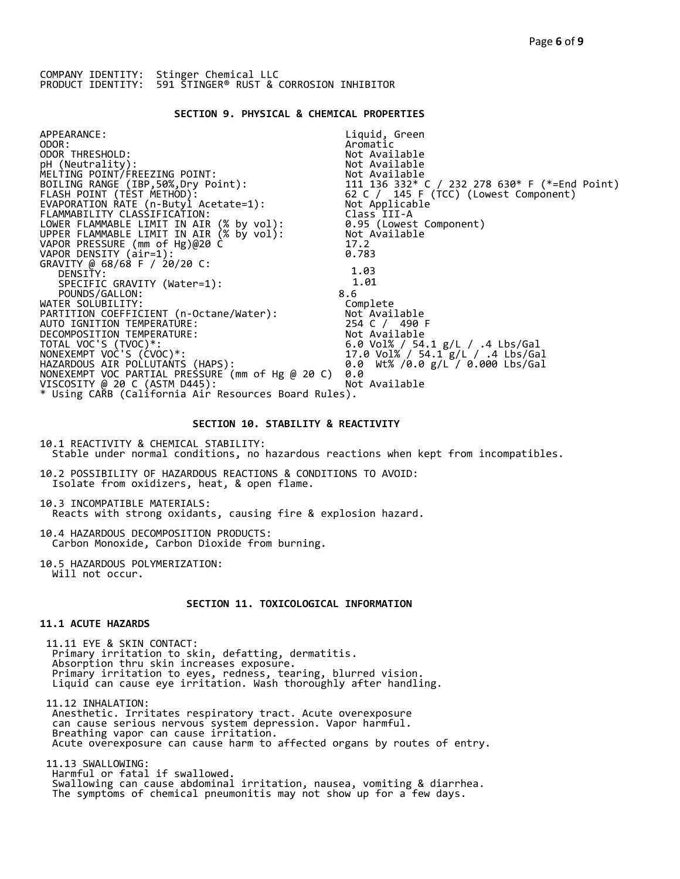COMPANY IDENTITY: Stinger Chemical LLC
PRODUCT IDENTITY: 591 STINGER® RUST & CORROSION INHIBITOR

## SECTION 9. PHYSICAL & CHEMICAL PROPERTIES

| Property | Value |
|---|---|
| APPEARANCE: | Liquid, Green |
| ODOR: | Aromatic |
| ODOR THRESHOLD: | Not Available |
| pH (Neutrality): | Not Available |
| MELTING POINT/FREEZING POINT: | Not Available |
| BOILING RANGE (IBP,50%,Dry Point): | 111 136 332* C / 232 278 630* F (*=End Point) |
| FLASH POINT (TEST METHOD): | 62 C / 145 F (TCC) (Lowest Component) |
| EVAPORATION RATE (n-Butyl Acetate=1): | Not Applicable |
| FLAMMABILITY CLASSIFICATION: | Class III-A |
| LOWER FLAMMABLE LIMIT IN AIR (% by vol): | 0.95 (Lowest Component) |
| UPPER FLAMMABLE LIMIT IN AIR (% by vol): | Not Available |
| VAPOR PRESSURE (mm of Hg)@20 C | 17.2 |
| VAPOR DENSITY (air=1): | 0.783 |
| GRAVITY @ 68/68 F / 20/20 C: | |
| DENSITY: | 1.03 |
| SPECIFIC GRAVITY (Water=1): | 1.01 |
| POUNDS/GALLON: | 8.6 |
| WATER SOLUBILITY: | Complete |
| PARTITION COEFFICIENT (n-Octane/Water): | Not Available |
| AUTO IGNITION TEMPERATURE: | 254 C / 490 F |
| DECOMPOSITION TEMPERATURE: | Not Available |
| TOTAL VOC'S (TVOC)*: | 6.0 Vol% / 54.1 g/L / .4 Lbs/Gal |
| NONEXEMPT VOC'S (CVOC)*: | 17.0 Vol% / 54.1 g/L / .4 Lbs/Gal |
| HAZARDOUS AIR POLLUTANTS (HAPS): | 0.0 Wt% /0.0 g/L / 0.000 Lbs/Gal |
| NONEXEMPT VOC PARTIAL PRESSURE (mm of Hg @ 20 C) | 0.0 |
| VISCOSITY @ 20 C (ASTM D445): | Not Available |

\* Using CARB (California Air Resources Board Rules).

## SECTION 10. STABILITY & REACTIVITY

10.1 REACTIVITY & CHEMICAL STABILITY:
Stable under normal conditions, no hazardous reactions when kept from incompatibles.

10.2 POSSIBILITY OF HAZARDOUS REACTIONS & CONDITIONS TO AVOID:
Isolate from oxidizers, heat, & open flame.

10.3 INCOMPATIBLE MATERIALS:
Reacts with strong oxidants, causing fire & explosion hazard.

10.4 HAZARDOUS DECOMPOSITION PRODUCTS:
Carbon Monoxide, Carbon Dioxide from burning.

10.5 HAZARDOUS POLYMERIZATION:
Will not occur.

## SECTION 11. TOXICOLOGICAL INFORMATION

### 11.1 ACUTE HAZARDS

11.11 EYE & SKIN CONTACT:
Primary irritation to skin, defatting, dermatitis.
Absorption thru skin increases exposure.
Primary irritation to eyes, redness, tearing, blurred vision.
Liquid can cause eye irritation. Wash thoroughly after handling.

11.12 INHALATION:
Anesthetic. Irritates respiratory tract. Acute overexposure
can cause serious nervous system depression. Vapor harmful.
Breathing vapor can cause irritation.
Acute overexposure can cause harm to affected organs by routes of entry.

11.13 SWALLOWING:
Harmful or fatal if swallowed.
Swallowing can cause abdominal irritation, nausea, vomiting & diarrhea.
The symptoms of chemical pneumonitis may not show up for a few days.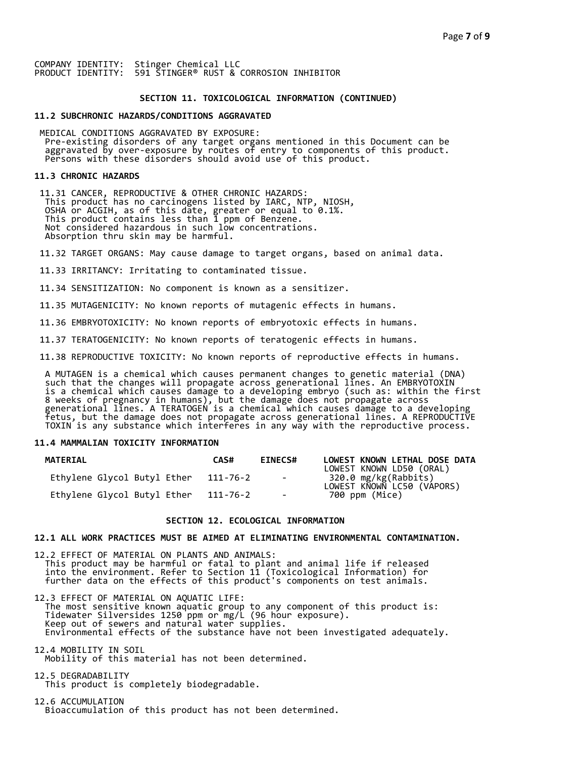COMPANY IDENTITY: Stinger Chemical LLC
PRODUCT IDENTITY: 591 STINGER® RUST & CORROSION INHIBITOR

## SECTION 11. TOXICOLOGICAL INFORMATION (CONTINUED)

### 11.2 SUBCHRONIC HAZARDS/CONDITIONS AGGRAVATED

MEDICAL CONDITIONS AGGRAVATED BY EXPOSURE:
Pre-existing disorders of any target organs mentioned in this Document can be aggravated by over-exposure by routes of entry to components of this product. Persons with these disorders should avoid use of this product.

### 11.3 CHRONIC HAZARDS

11.31 CANCER, REPRODUCTIVE & OTHER CHRONIC HAZARDS:
This product has no carcinogens listed by IARC, NTP, NIOSH, OSHA or ACGIH, as of this date, greater or equal to 0.1%.
This product contains less than 1 ppm of Benzene.
Not considered hazardous in such low concentrations.
Absorption thru skin may be harmful.

11.32 TARGET ORGANS: May cause damage to target organs, based on animal data.

11.33 IRRITANCY: Irritating to contaminated tissue.

11.34 SENSITIZATION: No component is known as a sensitizer.

11.35 MUTAGENICITY: No known reports of mutagenic effects in humans.

11.36 EMBRYOTOXICITY: No known reports of embryotoxic effects in humans.

11.37 TERATOGENICITY: No known reports of teratogenic effects in humans.

11.38 REPRODUCTIVE TOXICITY: No known reports of reproductive effects in humans.

A MUTAGEN is a chemical which causes permanent changes to genetic material (DNA) such that the changes will propagate across generational lines. An EMBRYOTOXIN is a chemical which causes damage to a developing embryo (such as: within the first 8 weeks of pregnancy in humans), but the damage does not propagate across generational lines. A TERATOGEN is a chemical which causes damage to a developing fetus, but the damage does not propagate across generational lines. A REPRODUCTIVE TOXIN is any substance which interferes in any way with the reproductive process.

### 11.4 MAMMALIAN TOXICITY INFORMATION

| MATERIAL | CAS# | EINECS# | LOWEST KNOWN LETHAL DOSE DATA |
|---|---|---|---|
| Ethylene Glycol Butyl Ether | 111-76-2 | - | LOWEST KNOWN LD50 (ORAL) 320.0 mg/kg(Rabbits) |
| Ethylene Glycol Butyl Ether | 111-76-2 | - | LOWEST KNOWN LC50 (VAPORS) 700 ppm (Mice) |

## SECTION 12. ECOLOGICAL INFORMATION

### 12.1 ALL WORK PRACTICES MUST BE AIMED AT ELIMINATING ENVIRONMENTAL CONTAMINATION.

12.2 EFFECT OF MATERIAL ON PLANTS AND ANIMALS:
This product may be harmful or fatal to plant and animal life if released into the environment. Refer to Section 11 (Toxicological Information) for further data on the effects of this product's components on test animals.

12.3 EFFECT OF MATERIAL ON AQUATIC LIFE:
The most sensitive known aquatic group to any component of this product is:
Tidewater Silversides 1250 ppm or mg/L (96 hour exposure).
Keep out of sewers and natural water supplies.
Environmental effects of the substance have not been investigated adequately.

12.4 MOBILITY IN SOIL
Mobility of this material has not been determined.

12.5 DEGRADABILITY
This product is completely biodegradable.

12.6 ACCUMULATION
Bioaccumulation of this product has not been determined.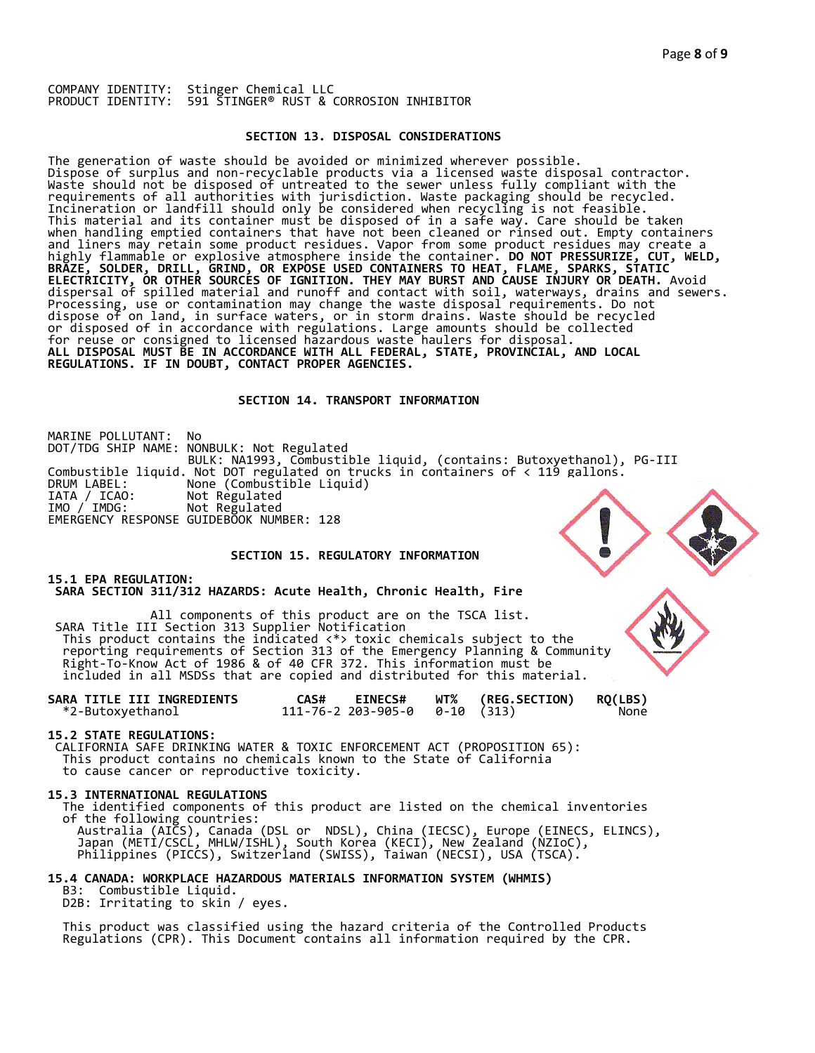COMPANY IDENTITY: Stinger Chemical LLC
PRODUCT IDENTITY: 591 STINGER® RUST & CORROSION INHIBITOR

## SECTION 13. DISPOSAL CONSIDERATIONS

The generation of waste should be avoided or minimized wherever possible. Dispose of surplus and non-recyclable products via a licensed waste disposal contractor. Waste should not be disposed of untreated to the sewer unless fully compliant with the requirements of all authorities with jurisdiction. Waste packaging should be recycled. Incineration or landfill should only be considered when recycling is not feasible. This material and its container must be disposed of in a safe way. Care should be taken when handling emptied containers that have not been cleaned or rinsed out. Empty containers and liners may retain some product residues. Vapor from some product residues may create a highly flammable or explosive atmosphere inside the container. **DO NOT PRESSURIZE, CUT, WELD, BRAZE, SOLDER, DRILL, GRIND, OR EXPOSE USED CONTAINERS TO HEAT, FLAME, SPARKS, STATIC ELECTRICITY, OR OTHER SOURCES OF IGNITION. THEY MAY BURST AND CAUSE INJURY OR DEATH.** Avoid dispersal of spilled material and runoff and contact with soil, waterways, drains and sewers. Processing, use or contamination may change the waste disposal requirements. Do not dispose of on land, in surface waters, or in storm drains. Waste should be recycled or disposed of in accordance with regulations. Large amounts should be collected for reuse or consigned to licensed hazardous waste haulers for disposal.
**ALL DISPOSAL MUST BE IN ACCORDANCE WITH ALL FEDERAL, STATE, PROVINCIAL, AND LOCAL REGULATIONS. IF IN DOUBT, CONTACT PROPER AGENCIES.**

## SECTION 14. TRANSPORT INFORMATION

MARINE POLLUTANT: No
DOT/TDG SHIP NAME: NONBULK: Not Regulated
BULK: NA1993, Combustible liquid, (contains: Butoxyethanol), PG-III
Combustible liquid. Not DOT regulated on trucks in containers of < 119 gallons.
DRUM LABEL: None (Combustible Liquid)
IATA / ICAO: Not Regulated
IMO / IMDG: Not Regulated
EMERGENCY RESPONSE GUIDEBOOK NUMBER: 128

## SECTION 15. REGULATORY INFORMATION

**15.1 EPA REGULATION:**
**SARA SECTION 311/312 HAZARDS: Acute Health, Chronic Health, Fire**

All components of this product are on the TSCA list.
SARA Title III Section 313 Supplier Notification
This product contains the indicated <*> toxic chemicals subject to the reporting requirements of Section 313 of the Emergency Planning & Community Right-To-Know Act of 1986 & of 40 CFR 372. This information must be included in all MSDSs that are copied and distributed for this material.

| SARA TITLE III INGREDIENTS | CAS# | EINECS# | WT% | (REG.SECTION) | RQ(LBS) |
|---|---|---|---|---|---|
| *2-Butoxyethanol | 111-76-2 | 203-905-0 | 0-10 | (313) | None |

**15.2 STATE REGULATIONS:**
CALIFORNIA SAFE DRINKING WATER & TOXIC ENFORCEMENT ACT (PROPOSITION 65):
This product contains no chemicals known to the State of California to cause cancer or reproductive toxicity.

**15.3 INTERNATIONAL REGULATIONS**
The identified components of this product are listed on the chemical inventories of the following countries:
Australia (AICS), Canada (DSL or NDSL), China (IECSC), Europe (EINECS, ELINCS), Japan (METI/CSCL, MHLW/ISHL), South Korea (KECI), New Zealand (NZIoC), Philippines (PICCS), Switzerland (SWISS), Taiwan (NECSI), USA (TSCA).

**15.4 CANADA: WORKPLACE HAZARDOUS MATERIALS INFORMATION SYSTEM (WHMIS)**
B3: Combustible Liquid.
D2B: Irritating to skin / eyes.

This product was classified using the hazard criteria of the Controlled Products Regulations (CPR). This Document contains all information required by the CPR.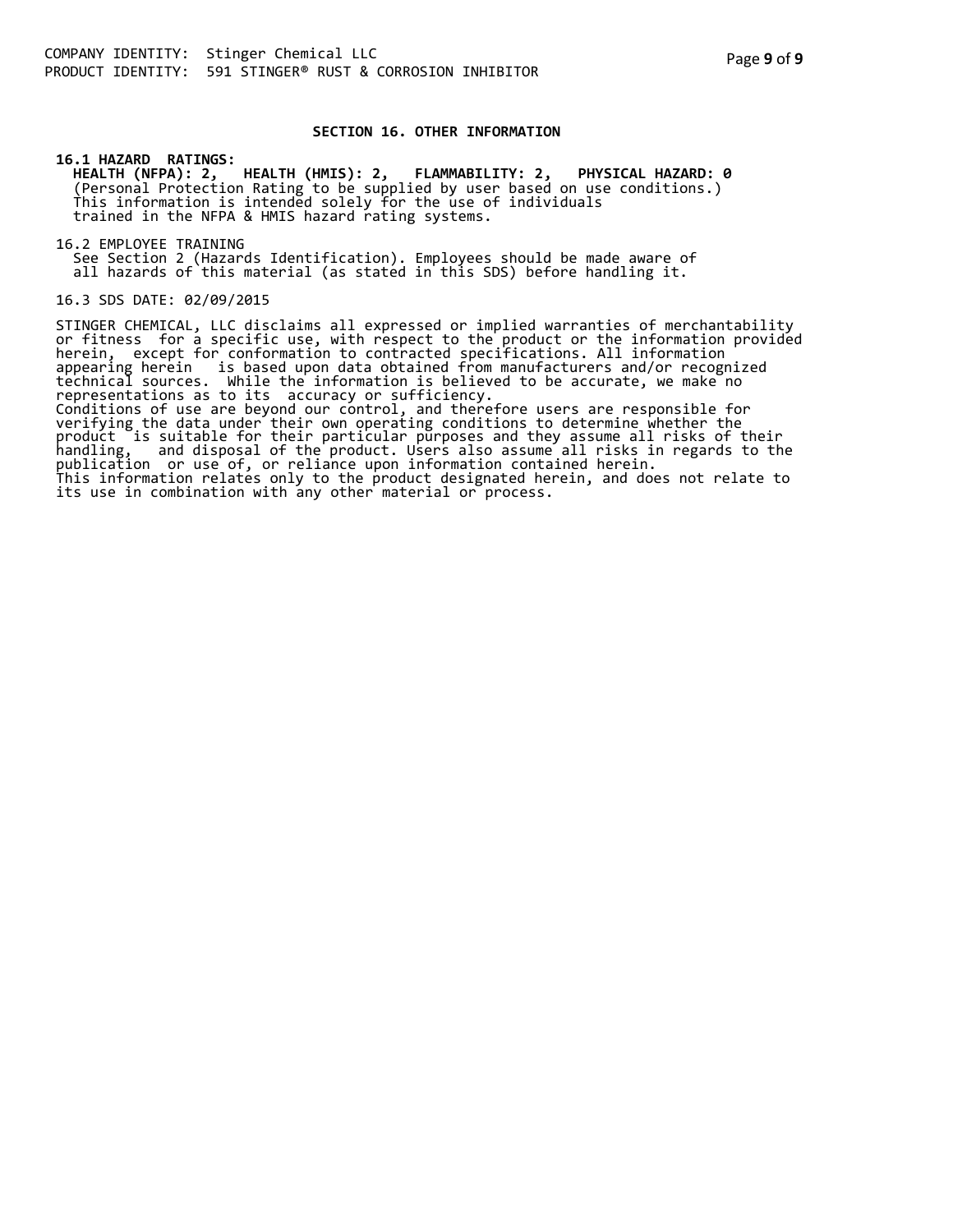## SECTION 16. OTHER INFORMATION

**16.1 HAZARD RATINGS:**

**HEALTH (NFPA): 2, HEALTH (HMIS): 2, FLAMMABILITY: 2, PHYSICAL HAZARD: 0**

(Personal Protection Rating to be supplied by user based on use conditions.)
This information is intended solely for the use of individuals trained in the NFPA & HMIS hazard rating systems.

16.2 EMPLOYEE TRAINING

See Section 2 (Hazards Identification). Employees should be made aware of all hazards of this material (as stated in this SDS) before handling it.

16.3 SDS DATE: 02/09/2015

STINGER CHEMICAL, LLC disclaims all expressed or implied warranties of merchantability or fitness for a specific use, with respect to the product or the information provided herein, except for conformation to contracted specifications. All information appearing herein is based upon data obtained from manufacturers and/or recognized technical sources. While the information is believed to be accurate, we make no representations as to its accuracy or sufficiency.
Conditions of use are beyond our control, and therefore users are responsible for verifying the data under their own operating conditions to determine whether the product is suitable for their particular purposes and they assume all risks of their handling, and disposal of the product. Users also assume all risks in regards to the publication or use of, or reliance upon information contained herein.
This information relates only to the product designated herein, and does not relate to its use in combination with any other material or process.